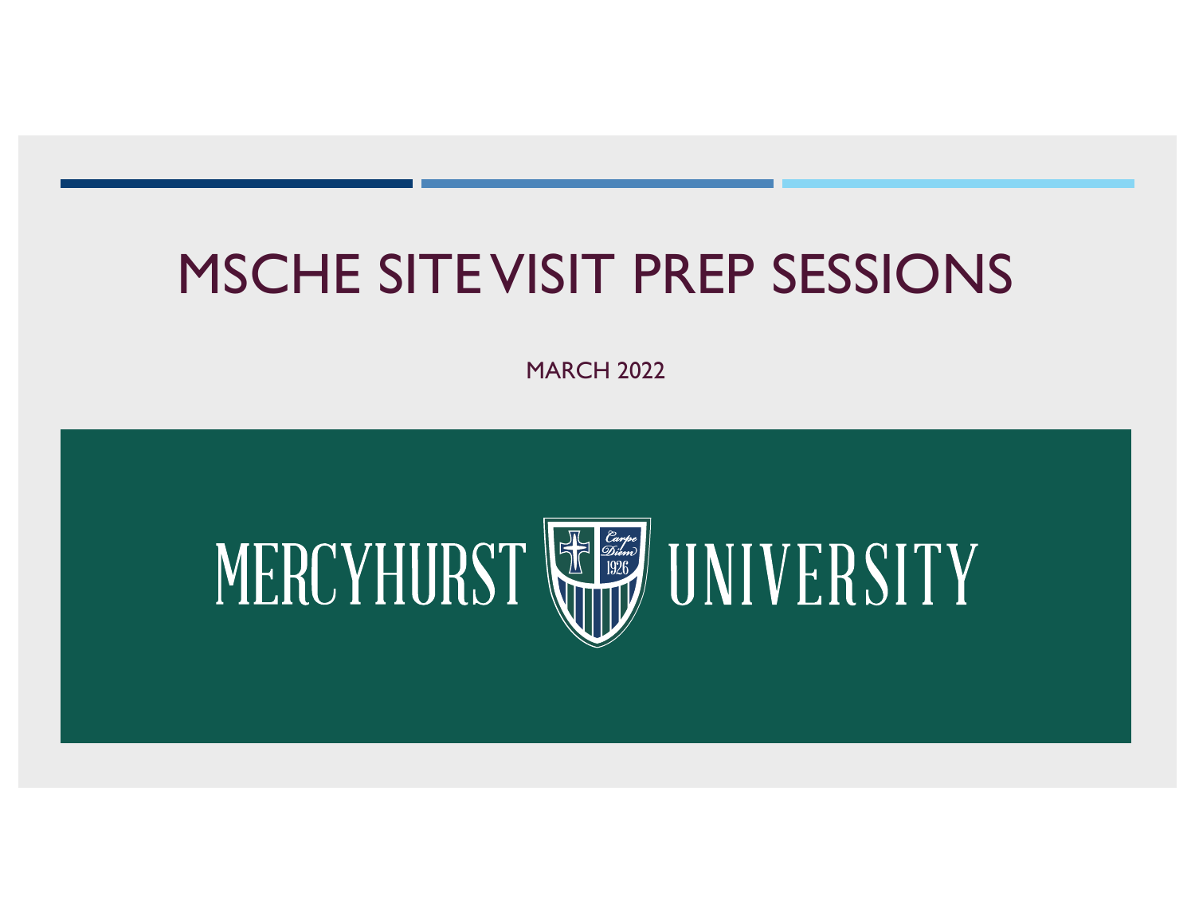# MSCHE SITE VISIT PREP SESSIONS

MARCH 2022

MERCYHURST UNIVERSITY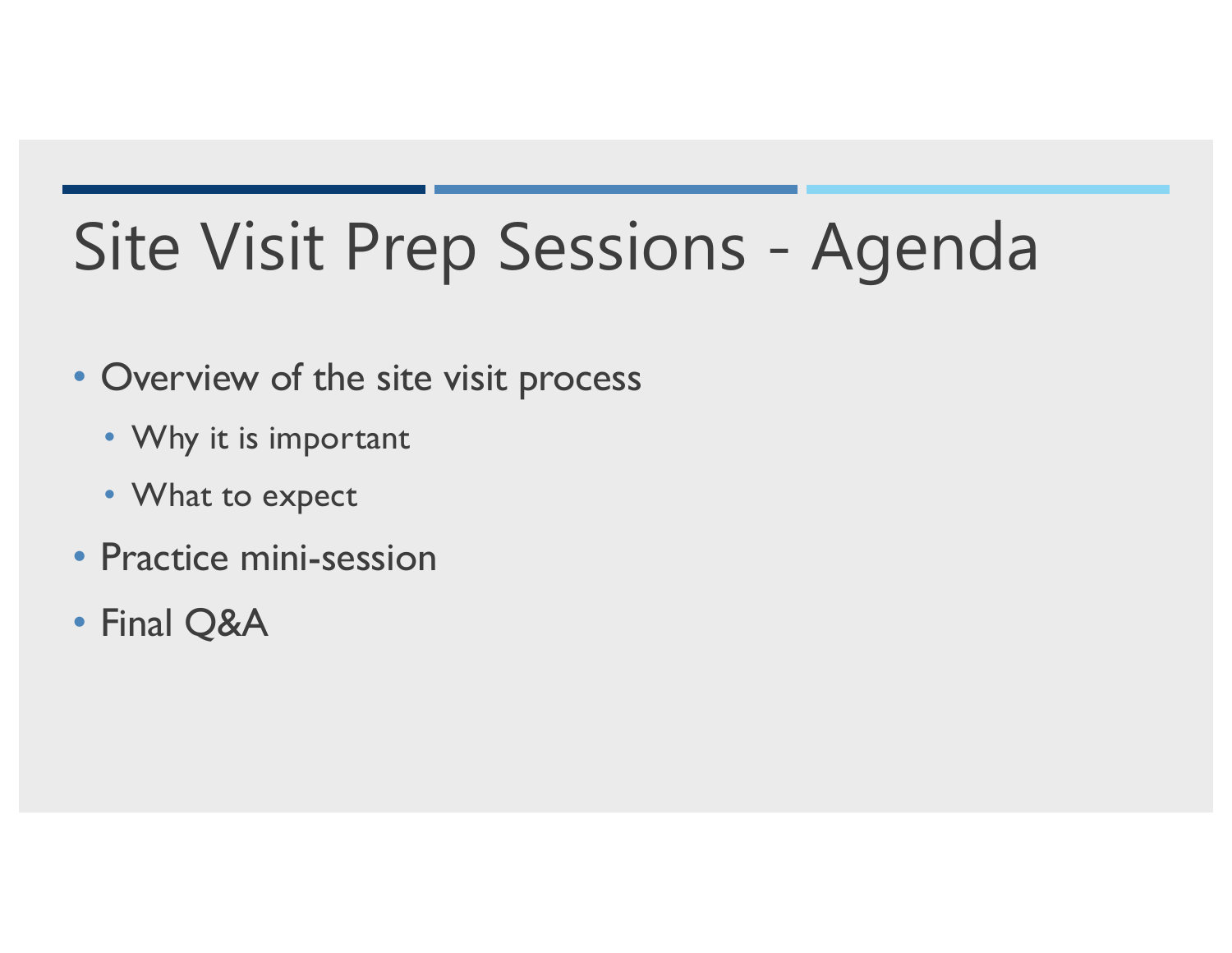# Site Visit Prep Sessions - Agenda

- Overview of the site visit process
  - Why it is important
  - What to expect
- Practice mini-session
- Final Q&A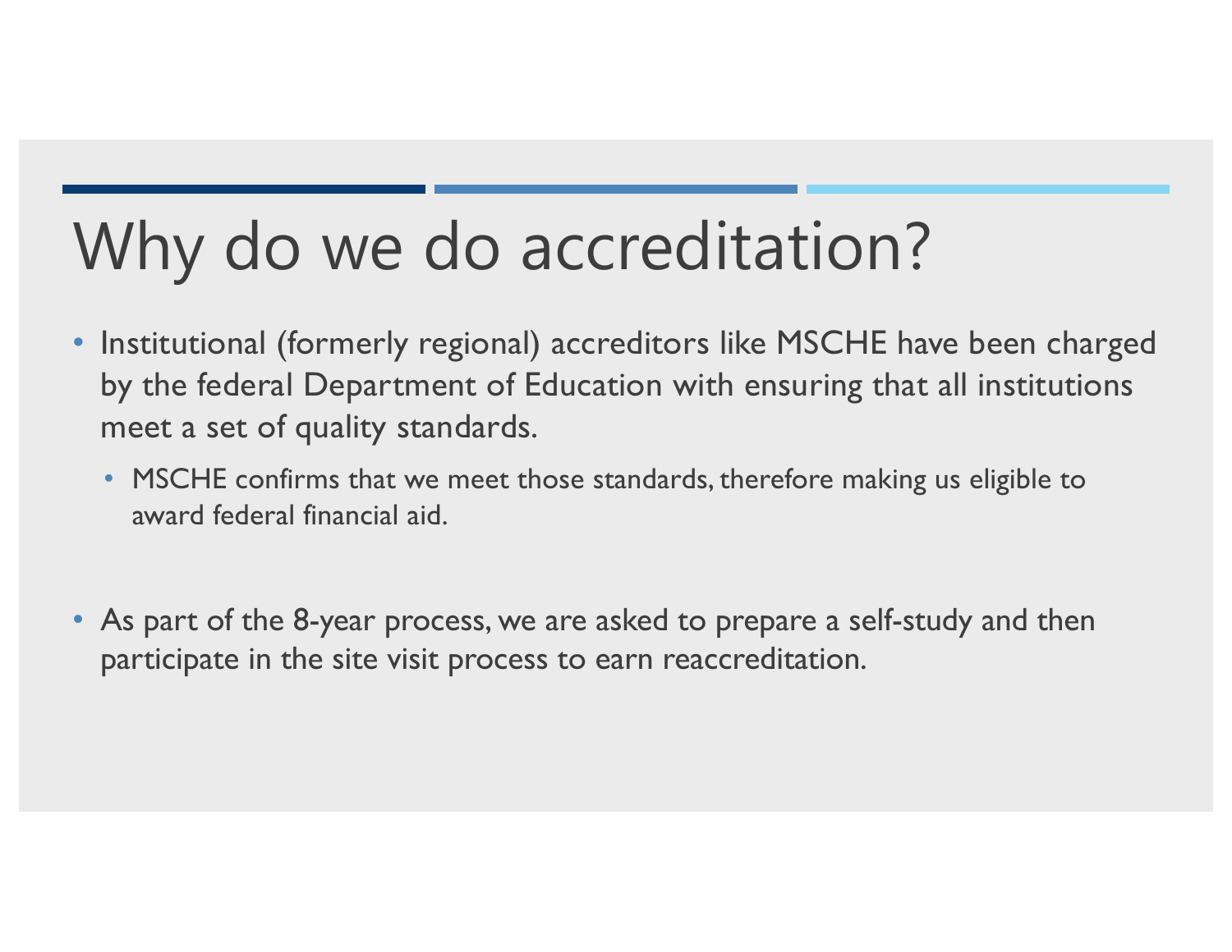# Why do we do accreditation?

- Institutional (formerly regional) accreditors like MSCHE have been charged by the federal Department of Education with ensuring that all institutions meet a set of quality standards.
  - MSCHE confirms that we meet those standards, therefore making us eligible to award federal financial aid.

- As part of the 8-year process, we are asked to prepare a self-study and then participate in the site visit process to earn reaccreditation.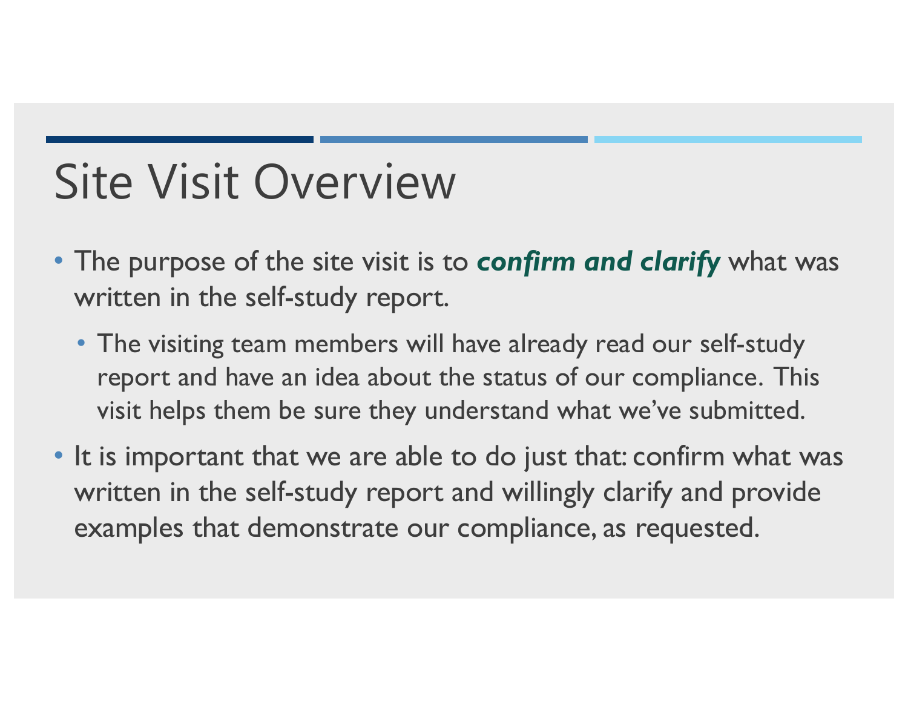# Site Visit Overview

- The purpose of the site visit is to ***confirm and clarify*** what was written in the self-study report.
  - The visiting team members will have already read our self-study report and have an idea about the status of our compliance. This visit helps them be sure they understand what we've submitted.
- It is important that we are able to do just that: confirm what was written in the self-study report and willingly clarify and provide examples that demonstrate our compliance, as requested.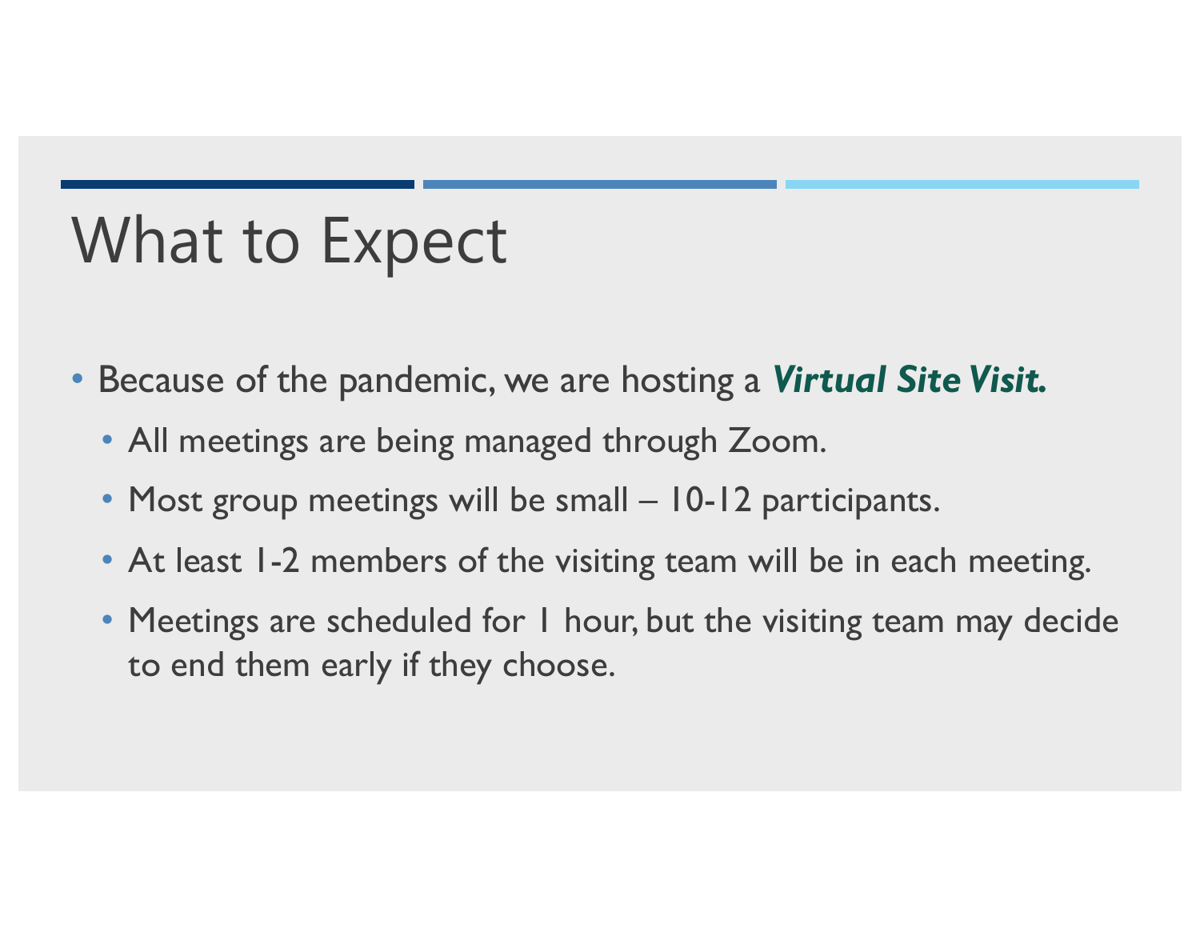# What to Expect

- Because of the pandemic, we are hosting a ***Virtual Site Visit.***
  - All meetings are being managed through Zoom.
  - Most group meetings will be small – 10-12 participants.
  - At least 1-2 members of the visiting team will be in each meeting.
  - Meetings are scheduled for 1 hour, but the visiting team may decide to end them early if they choose.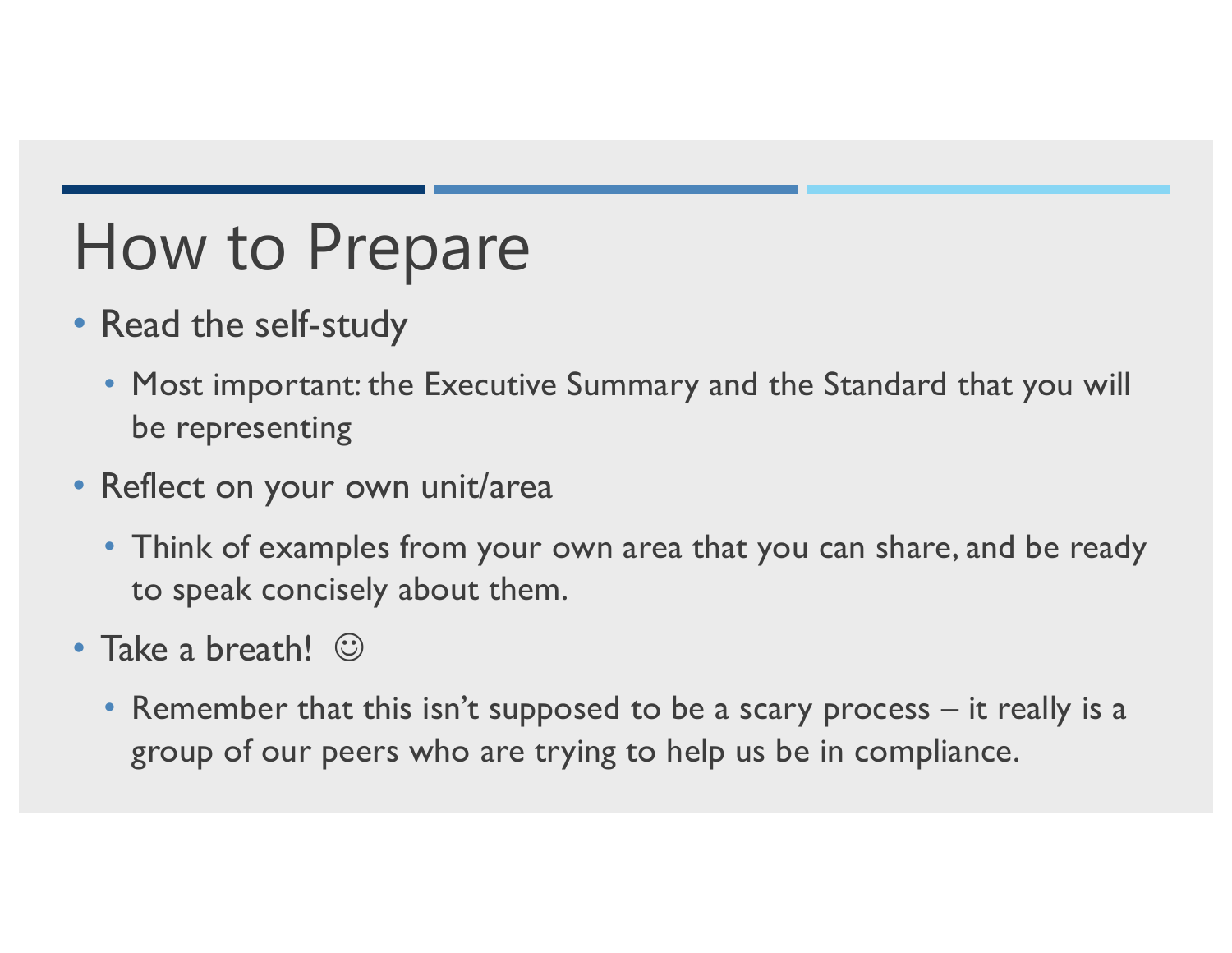# How to Prepare

- Read the self-study
  - Most important: the Executive Summary and the Standard that you will be representing
- Reflect on your own unit/area
  - Think of examples from your own area that you can share, and be ready to speak concisely about them.
- Take a breath! ☺
  - Remember that this isn't supposed to be a scary process – it really is a group of our peers who are trying to help us be in compliance.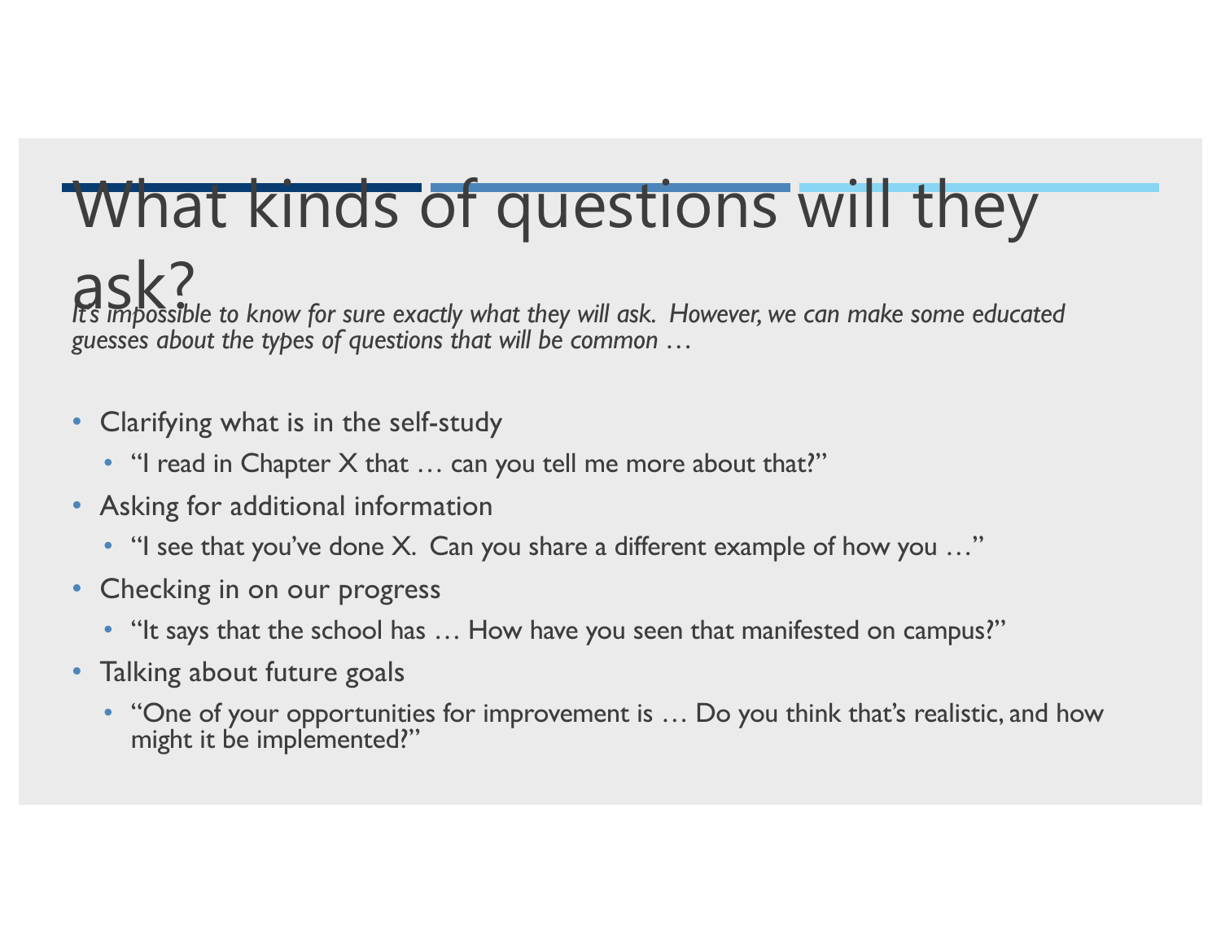# What kinds of questions will they ask?

*It's impossible to know for sure exactly what they will ask. However, we can make some educated guesses about the types of questions that will be common …*

- Clarifying what is in the self-study
  - "I read in Chapter X that … can you tell me more about that?"
- Asking for additional information
  - "I see that you've done X. Can you share a different example of how you …"
- Checking in on our progress
  - "It says that the school has … How have you seen that manifested on campus?"
- Talking about future goals
  - "One of your opportunities for improvement is … Do you think that's realistic, and how might it be implemented?"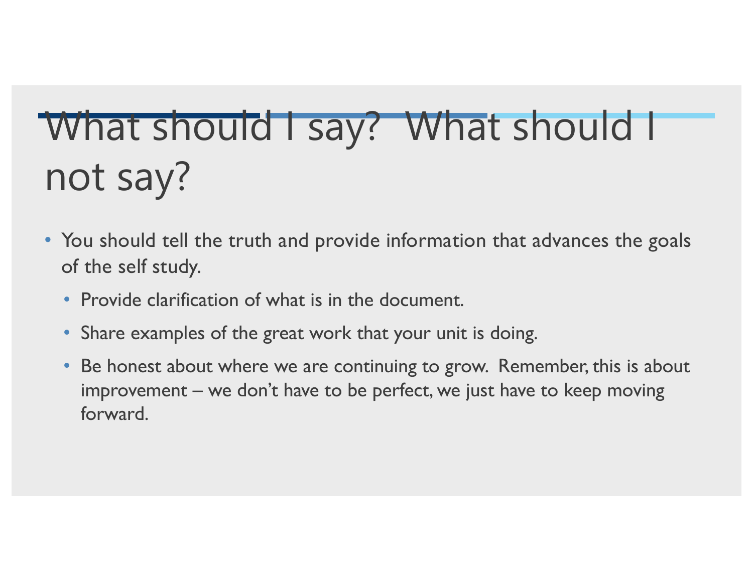# What should I say? What should I not say?

- You should tell the truth and provide information that advances the goals of the self study.
  - Provide clarification of what is in the document.
  - Share examples of the great work that your unit is doing.
  - Be honest about where we are continuing to grow. Remember, this is about improvement – we don't have to be perfect, we just have to keep moving forward.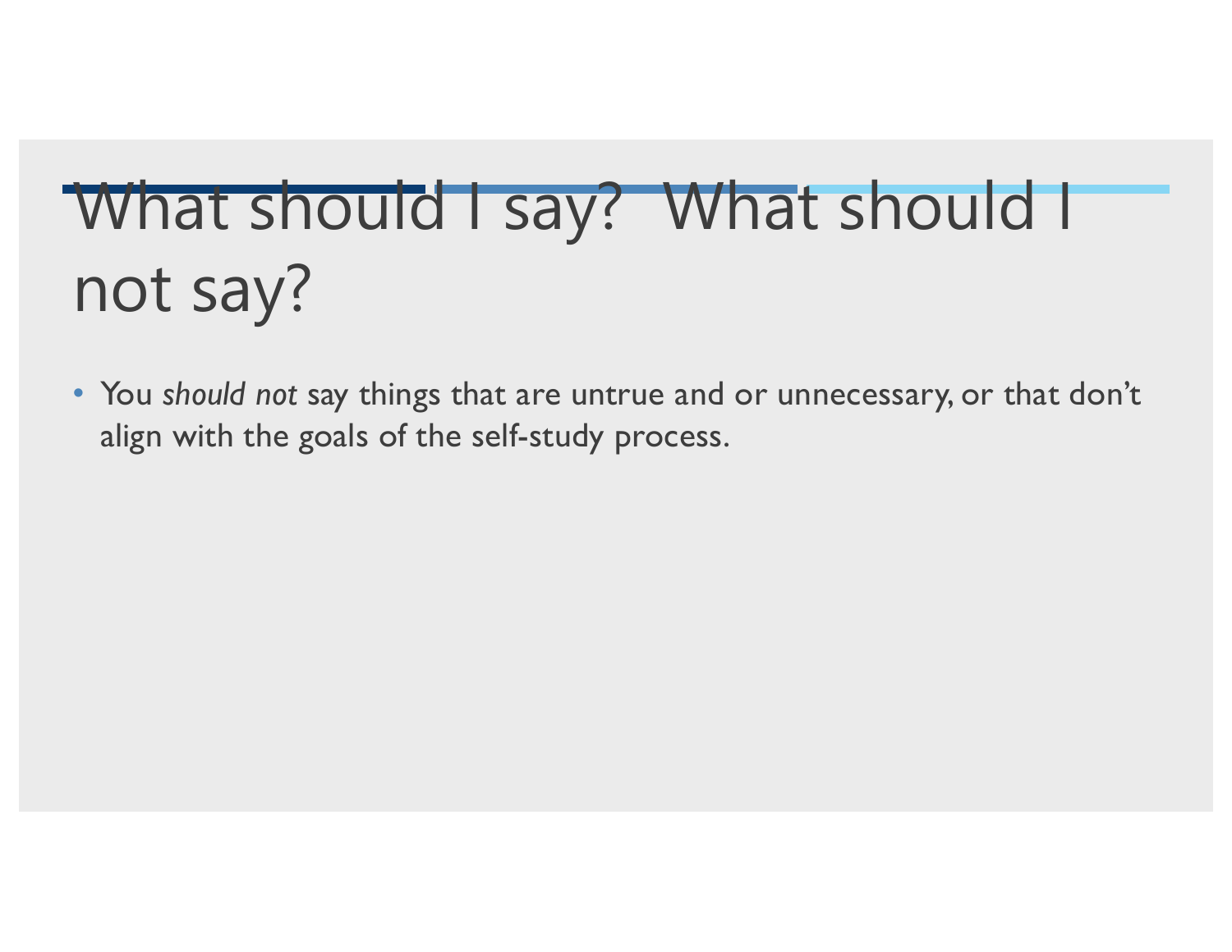# What should I say? What should I not say?

- You *should not* say things that are untrue and or unnecessary, or that don't align with the goals of the self-study process.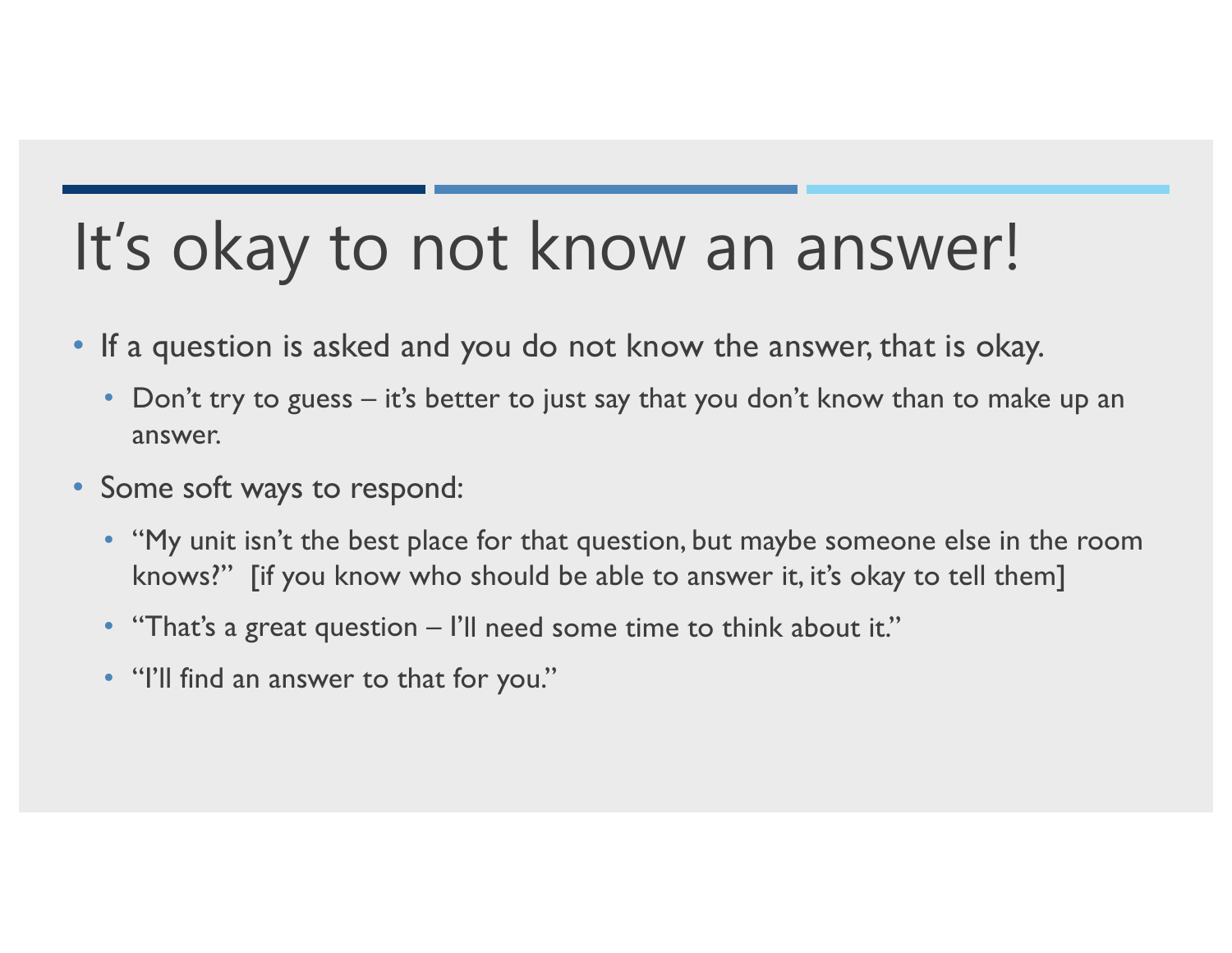# It's okay to not know an answer!

- If a question is asked and you do not know the answer, that is okay.
  - Don't try to guess – it's better to just say that you don't know than to make up an answer.
- Some soft ways to respond:
  - "My unit isn't the best place for that question, but maybe someone else in the room knows?" [if you know who should be able to answer it, it's okay to tell them]
  - "That's a great question – I'll need some time to think about it."
  - "I'll find an answer to that for you."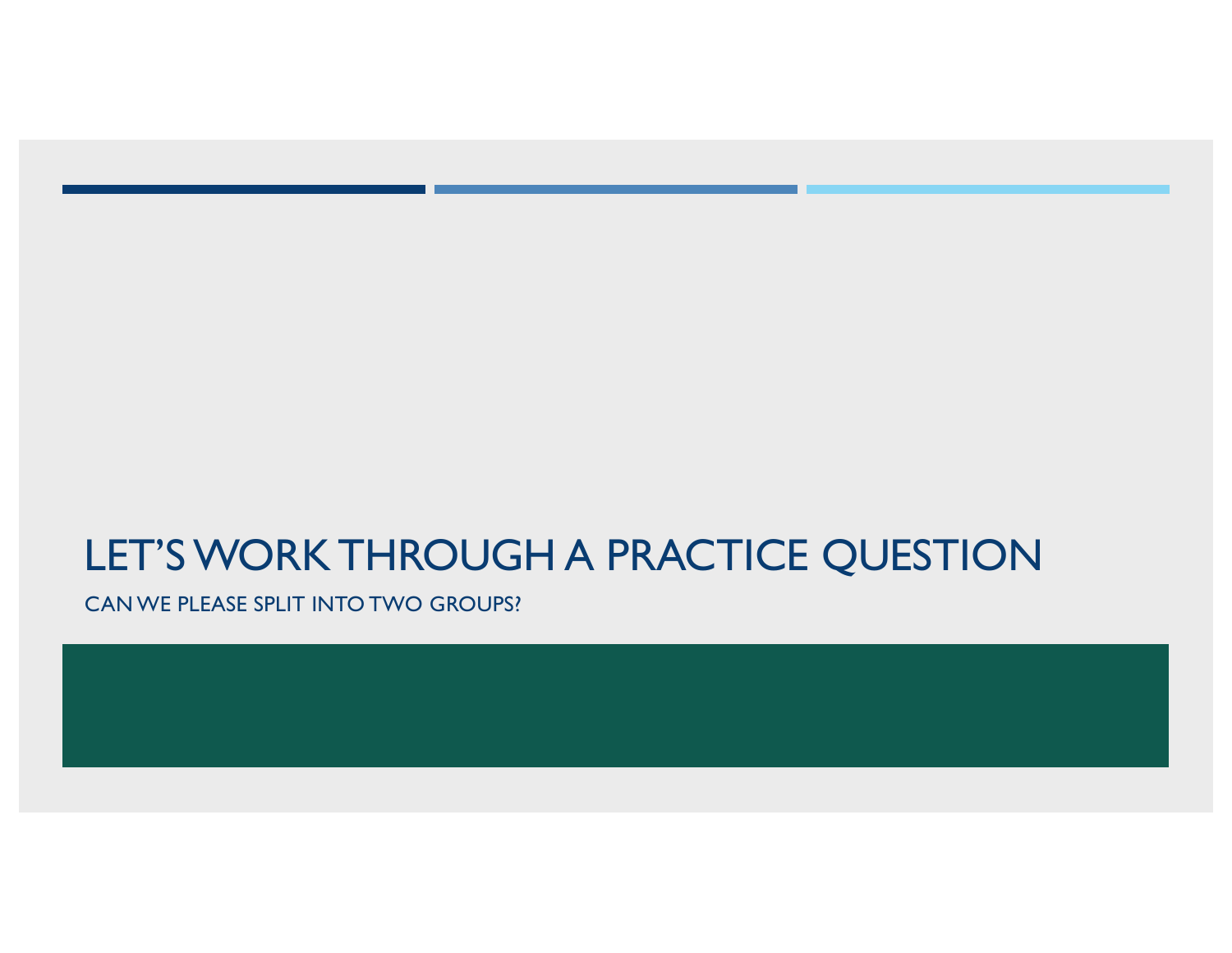# LET'S WORK THROUGH A PRACTICE QUESTION

CAN WE PLEASE SPLIT INTO TWO GROUPS?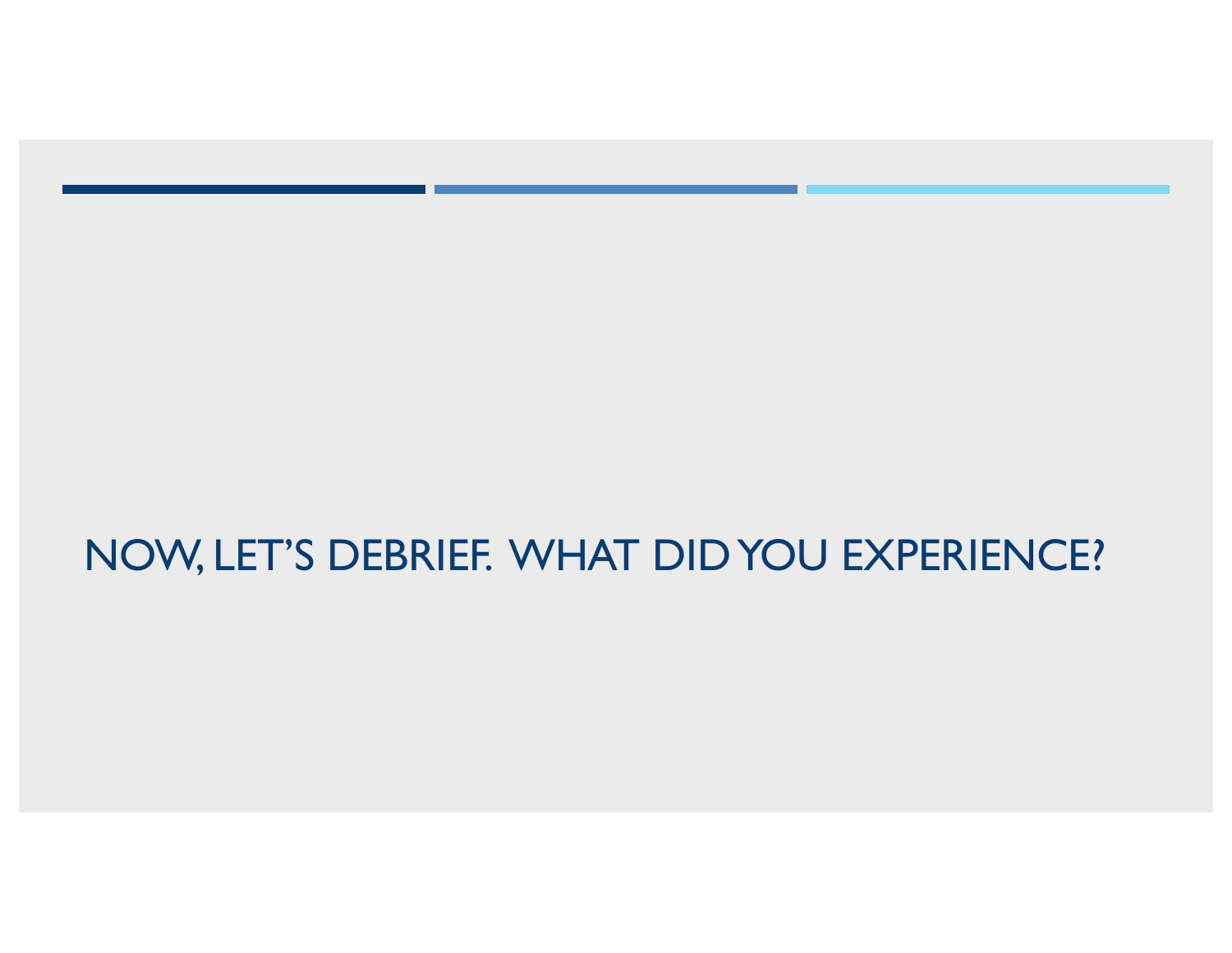# NOW, LET'S DEBRIEF. WHAT DID YOU EXPERIENCE?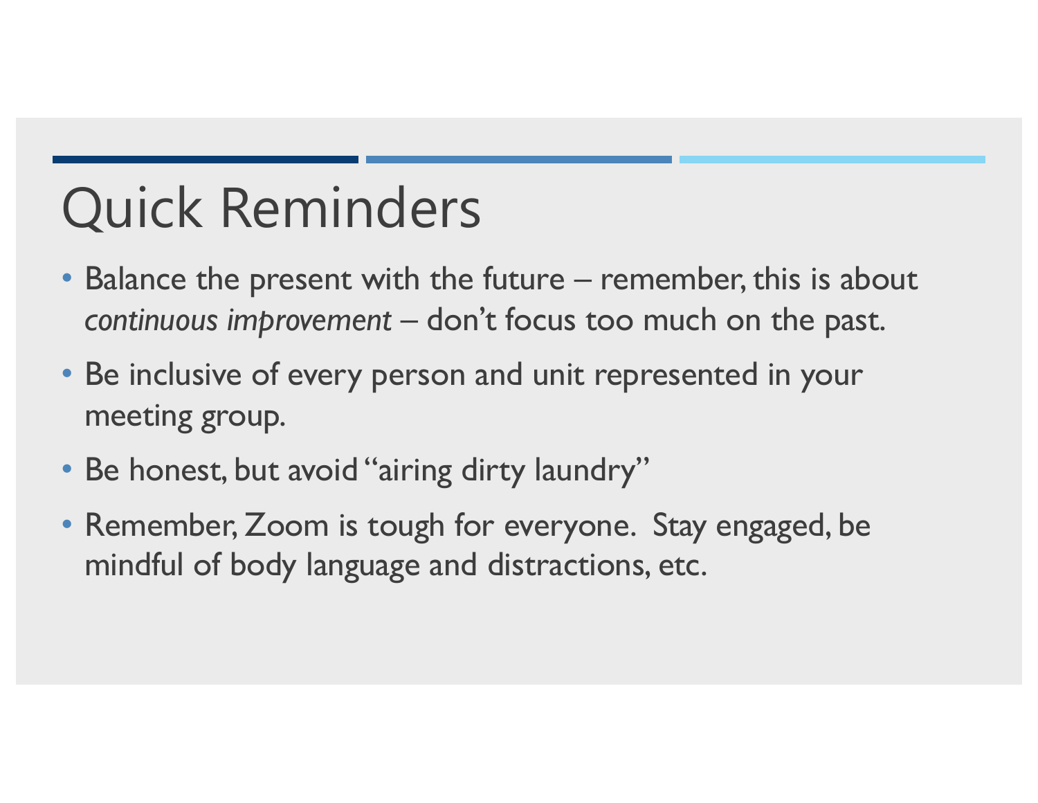# Quick Reminders

- Balance the present with the future – remember, this is about *continuous improvement* – don't focus too much on the past.
- Be inclusive of every person and unit represented in your meeting group.
- Be honest, but avoid "airing dirty laundry"
- Remember, Zoom is tough for everyone. Stay engaged, be mindful of body language and distractions, etc.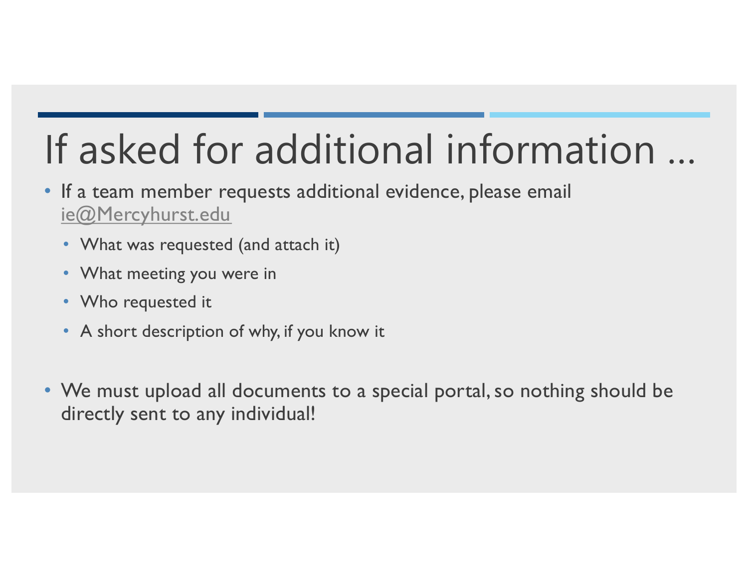# If asked for additional information ...

- If a team member requests additional evidence, please email ie@Mercyhurst.edu
  - What was requested (and attach it)
  - What meeting you were in
  - Who requested it
  - A short description of why, if you know it

- We must upload all documents to a special portal, so nothing should be directly sent to any individual!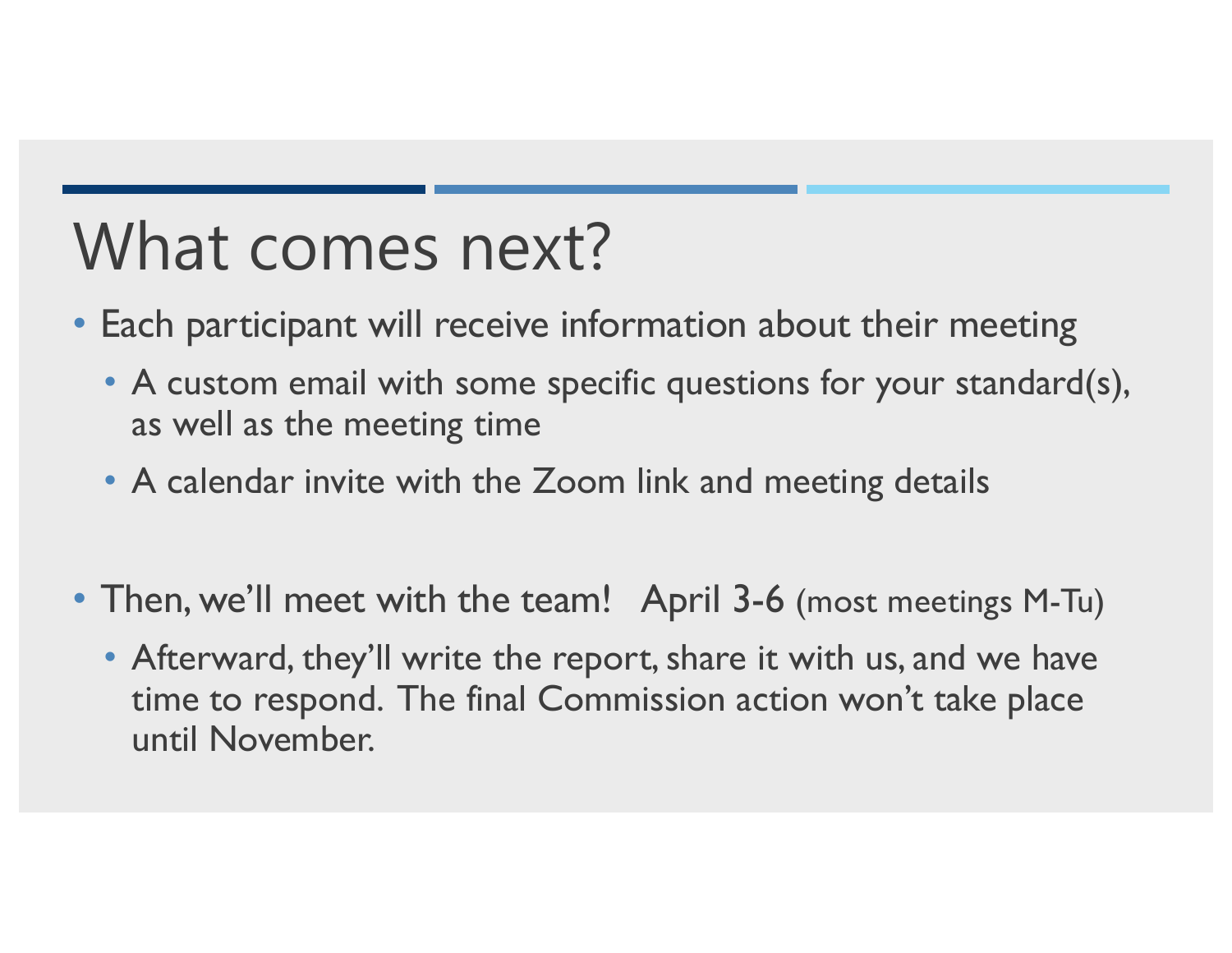# What comes next?

- Each participant will receive information about their meeting
  - A custom email with some specific questions for your standard(s), as well as the meeting time
  - A calendar invite with the Zoom link and meeting details

- Then, we'll meet with the team!   April 3-6 (most meetings M-Tu)
  - Afterward, they'll write the report, share it with us, and we have time to respond. The final Commission action won't take place until November.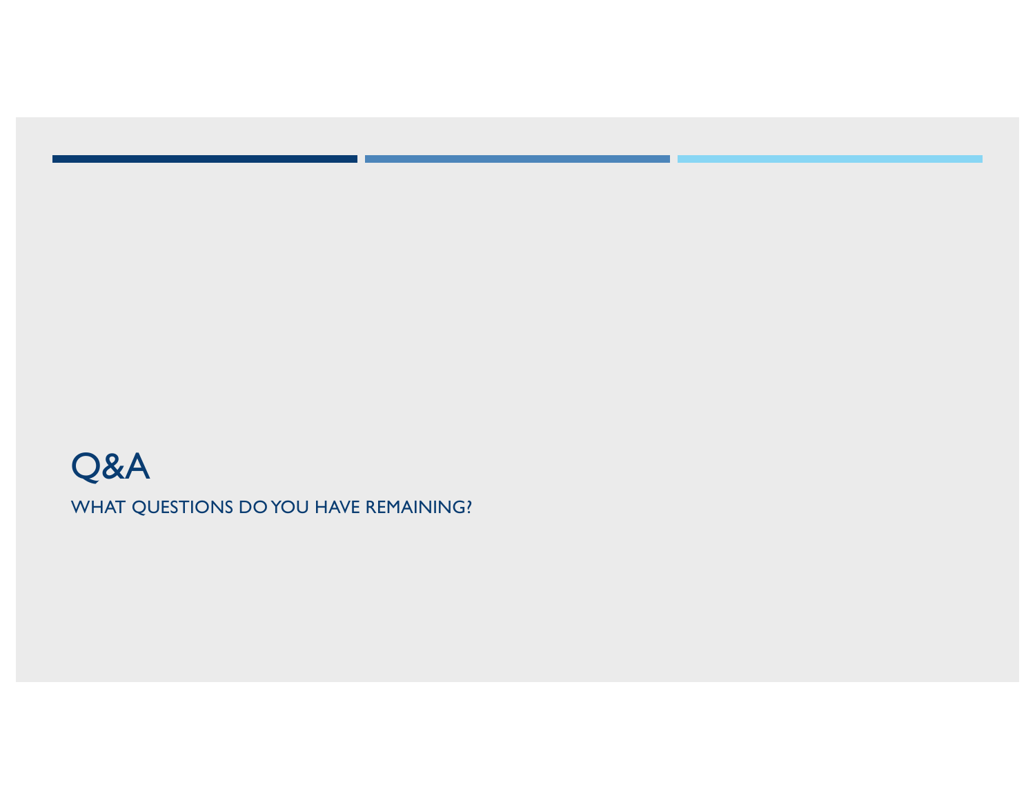# Q&A

WHAT QUESTIONS DO YOU HAVE REMAINING?